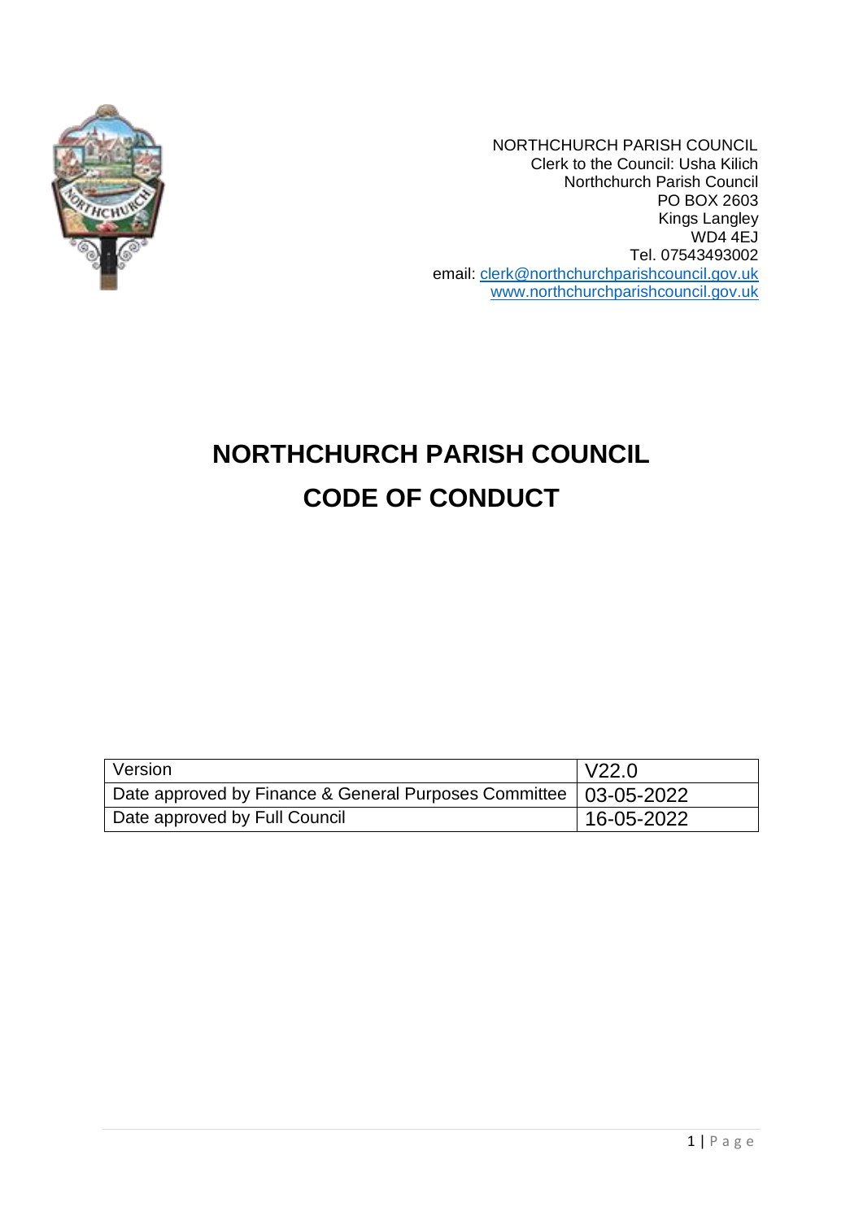NORTHCHURCH PARISH COUNCIL
Clerk to the Council: Usha Kilich
Northchurch Parish Council
PO BOX 2603
Kings Langley
WD4 4EJ
Tel. 07543493002
email: clerk@northchurchparishcouncil.gov.uk
www.northchurchparishcouncil.gov.uk

# NORTHCHURCH PARISH COUNCIL

# CODE OF CONDUCT

| Version | V22.0 |
|---|---|
| Date approved by Finance & General Purposes Committee | 03-05-2022 |
| Date approved by Full Council | 16-05-2022 |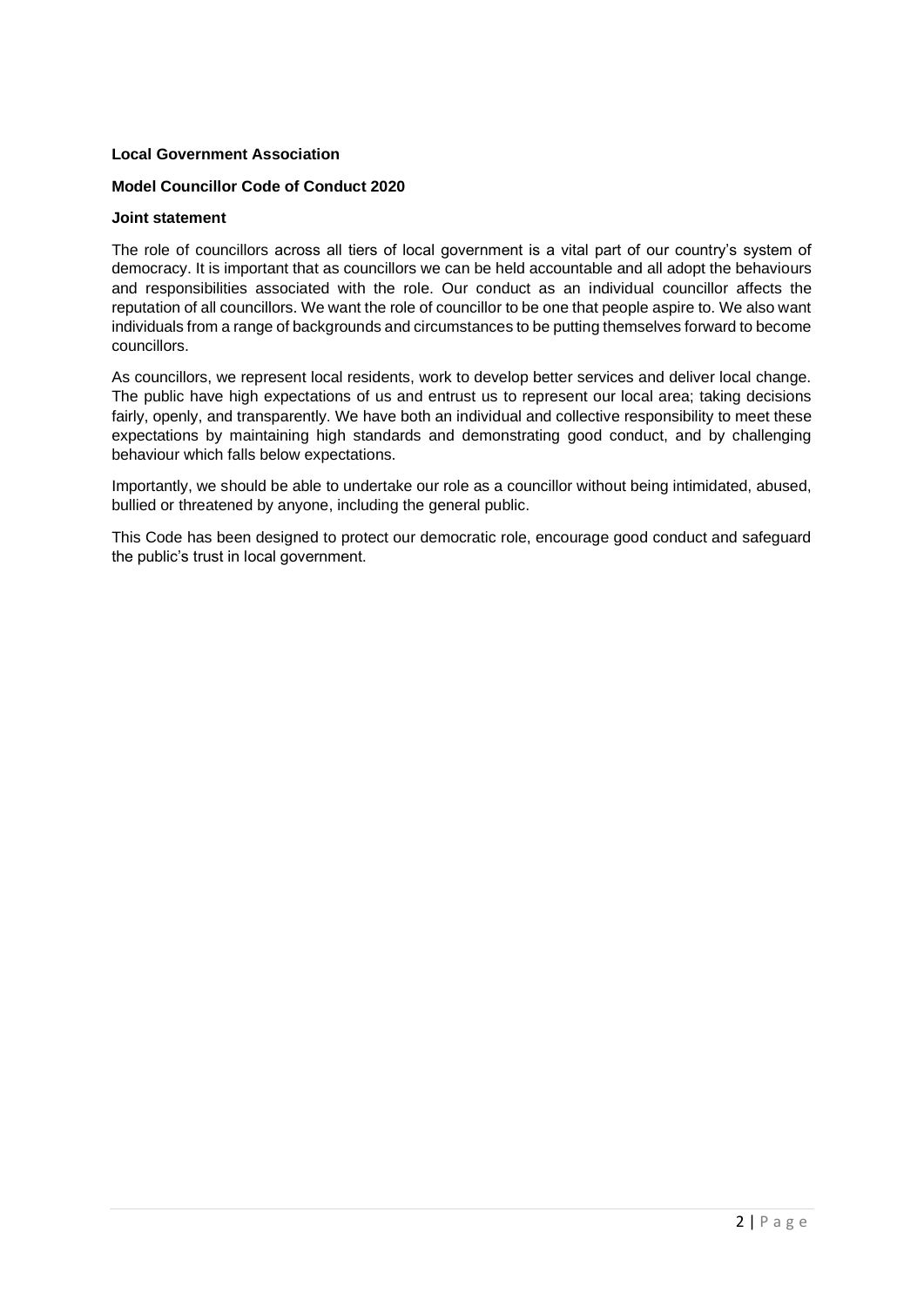**Local Government Association**

**Model Councillor Code of Conduct 2020**

**Joint statement**

The role of councillors across all tiers of local government is a vital part of our country's system of democracy. It is important that as councillors we can be held accountable and all adopt the behaviours and responsibilities associated with the role. Our conduct as an individual councillor affects the reputation of all councillors. We want the role of councillor to be one that people aspire to. We also want individuals from a range of backgrounds and circumstances to be putting themselves forward to become councillors.

As councillors, we represent local residents, work to develop better services and deliver local change. The public have high expectations of us and entrust us to represent our local area; taking decisions fairly, openly, and transparently. We have both an individual and collective responsibility to meet these expectations by maintaining high standards and demonstrating good conduct, and by challenging behaviour which falls below expectations.

Importantly, we should be able to undertake our role as a councillor without being intimidated, abused, bullied or threatened by anyone, including the general public.

This Code has been designed to protect our democratic role, encourage good conduct and safeguard the public's trust in local government.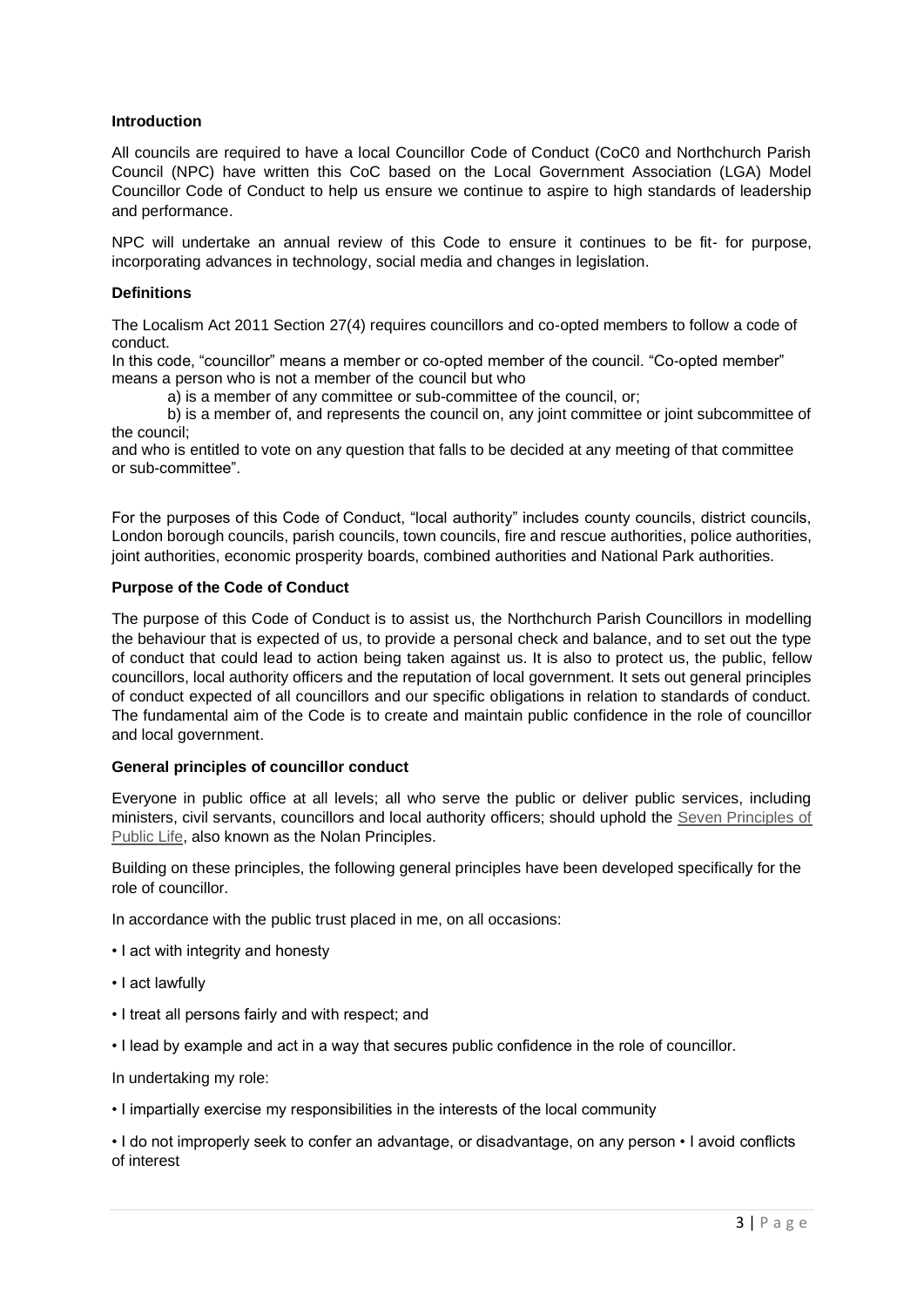### Introduction

All councils are required to have a local Councillor Code of Conduct (CoC0 and Northchurch Parish Council (NPC) have written this CoC based on the Local Government Association (LGA) Model Councillor Code of Conduct to help us ensure we continue to aspire to high standards of leadership and performance.

NPC will undertake an annual review of this Code to ensure it continues to be fit- for purpose, incorporating advances in technology, social media and changes in legislation.

### Definitions

The Localism Act 2011 Section 27(4) requires councillors and co-opted members to follow a code of conduct.

In this code, "councillor" means a member or co-opted member of the council. "Co-opted member" means a person who is not a member of the council but who

a) is a member of any committee or sub-committee of the council, or;

b) is a member of, and represents the council on, any joint committee or joint subcommittee of the council;

and who is entitled to vote on any question that falls to be decided at any meeting of that committee or sub-committee".

For the purposes of this Code of Conduct, "local authority" includes county councils, district councils, London borough councils, parish councils, town councils, fire and rescue authorities, police authorities, joint authorities, economic prosperity boards, combined authorities and National Park authorities.

### Purpose of the Code of Conduct

The purpose of this Code of Conduct is to assist us, the Northchurch Parish Councillors in modelling the behaviour that is expected of us, to provide a personal check and balance, and to set out the type of conduct that could lead to action being taken against us. It is also to protect us, the public, fellow councillors, local authority officers and the reputation of local government. It sets out general principles of conduct expected of all councillors and our specific obligations in relation to standards of conduct. The fundamental aim of the Code is to create and maintain public confidence in the role of councillor and local government.

### General principles of councillor conduct

Everyone in public office at all levels; all who serve the public or deliver public services, including ministers, civil servants, councillors and local authority officers; should uphold the Seven Principles of Public Life, also known as the Nolan Principles.

Building on these principles, the following general principles have been developed specifically for the role of councillor.

In accordance with the public trust placed in me, on all occasions:

- I act with integrity and honesty
- I act lawfully
- I treat all persons fairly and with respect; and
- I lead by example and act in a way that secures public confidence in the role of councillor.

In undertaking my role:

- I impartially exercise my responsibilities in the interests of the local community
- I do not improperly seek to confer an advantage, or disadvantage, on any person • I avoid conflicts of interest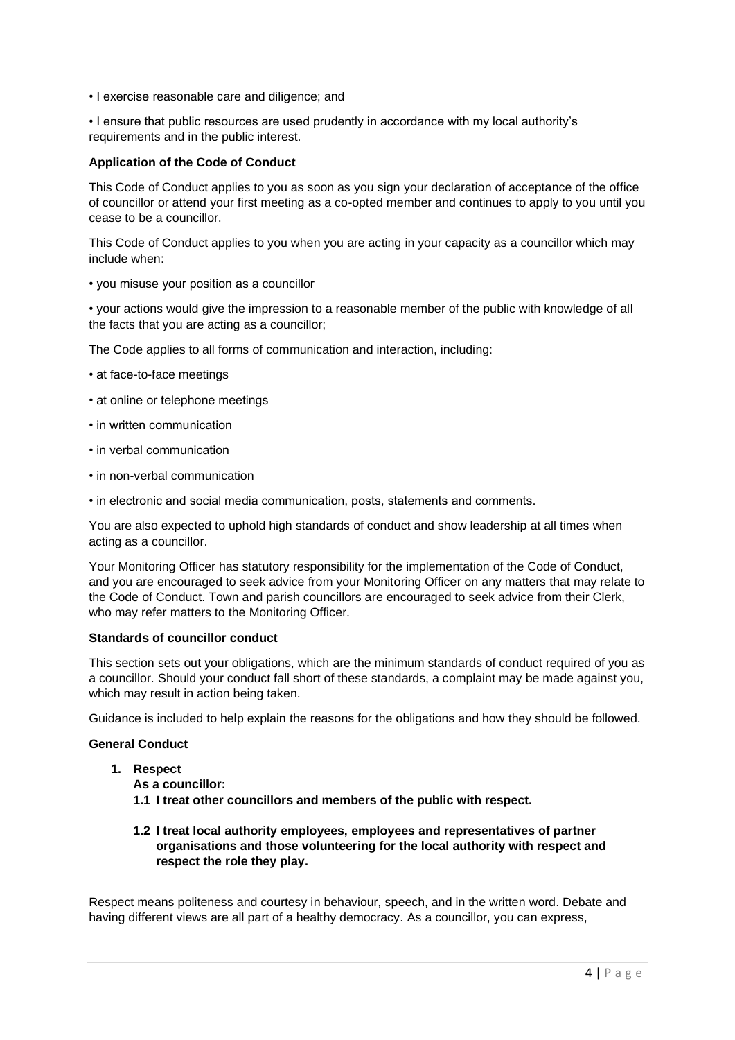- I exercise reasonable care and diligence; and
- I ensure that public resources are used prudently in accordance with my local authority's requirements and in the public interest.

**Application of the Code of Conduct**

This Code of Conduct applies to you as soon as you sign your declaration of acceptance of the office of councillor or attend your first meeting as a co-opted member and continues to apply to you until you cease to be a councillor.

This Code of Conduct applies to you when you are acting in your capacity as a councillor which may include when:

- you misuse your position as a councillor
- your actions would give the impression to a reasonable member of the public with knowledge of all the facts that you are acting as a councillor;

The Code applies to all forms of communication and interaction, including:

- at face-to-face meetings
- at online or telephone meetings
- in written communication
- in verbal communication
- in non-verbal communication
- in electronic and social media communication, posts, statements and comments.

You are also expected to uphold high standards of conduct and show leadership at all times when acting as a councillor.

Your Monitoring Officer has statutory responsibility for the implementation of the Code of Conduct, and you are encouraged to seek advice from your Monitoring Officer on any matters that may relate to the Code of Conduct. Town and parish councillors are encouraged to seek advice from their Clerk, who may refer matters to the Monitoring Officer.

**Standards of councillor conduct**

This section sets out your obligations, which are the minimum standards of conduct required of you as a councillor. Should your conduct fall short of these standards, a complaint may be made against you, which may result in action being taken.

Guidance is included to help explain the reasons for the obligations and how they should be followed.

**General Conduct**

1. **Respect**

   **As a councillor:**

   **1.1 I treat other councillors and members of the public with respect.**

   **1.2 I treat local authority employees, employees and representatives of partner organisations and those volunteering for the local authority with respect and respect the role they play.**

Respect means politeness and courtesy in behaviour, speech, and in the written word. Debate and having different views are all part of a healthy democracy. As a councillor, you can express,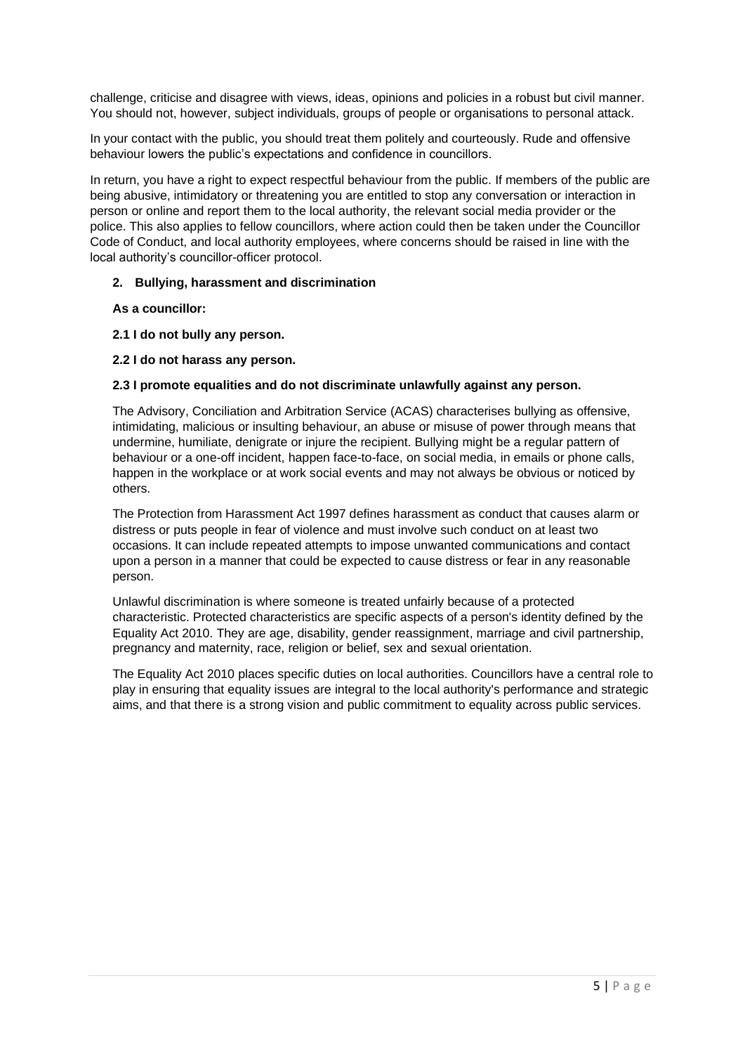challenge, criticise and disagree with views, ideas, opinions and policies in a robust but civil manner. You should not, however, subject individuals, groups of people or organisations to personal attack.

In your contact with the public, you should treat them politely and courteously. Rude and offensive behaviour lowers the public's expectations and confidence in councillors.

In return, you have a right to expect respectful behaviour from the public. If members of the public are being abusive, intimidatory or threatening you are entitled to stop any conversation or interaction in person or online and report them to the local authority, the relevant social media provider or the police. This also applies to fellow councillors, where action could then be taken under the Councillor Code of Conduct, and local authority employees, where concerns should be raised in line with the local authority's councillor-officer protocol.

## 2. Bullying, harassment and discrimination

**As a councillor:**

**2.1 I do not bully any person.**

**2.2 I do not harass any person.**

**2.3 I promote equalities and do not discriminate unlawfully against any person.**

The Advisory, Conciliation and Arbitration Service (ACAS) characterises bullying as offensive, intimidating, malicious or insulting behaviour, an abuse or misuse of power through means that undermine, humiliate, denigrate or injure the recipient. Bullying might be a regular pattern of behaviour or a one-off incident, happen face-to-face, on social media, in emails or phone calls, happen in the workplace or at work social events and may not always be obvious or noticed by others.

The Protection from Harassment Act 1997 defines harassment as conduct that causes alarm or distress or puts people in fear of violence and must involve such conduct on at least two occasions. It can include repeated attempts to impose unwanted communications and contact upon a person in a manner that could be expected to cause distress or fear in any reasonable person.

Unlawful discrimination is where someone is treated unfairly because of a protected characteristic. Protected characteristics are specific aspects of a person's identity defined by the Equality Act 2010. They are age, disability, gender reassignment, marriage and civil partnership, pregnancy and maternity, race, religion or belief, sex and sexual orientation.

The Equality Act 2010 places specific duties on local authorities. Councillors have a central role to play in ensuring that equality issues are integral to the local authority's performance and strategic aims, and that there is a strong vision and public commitment to equality across public services.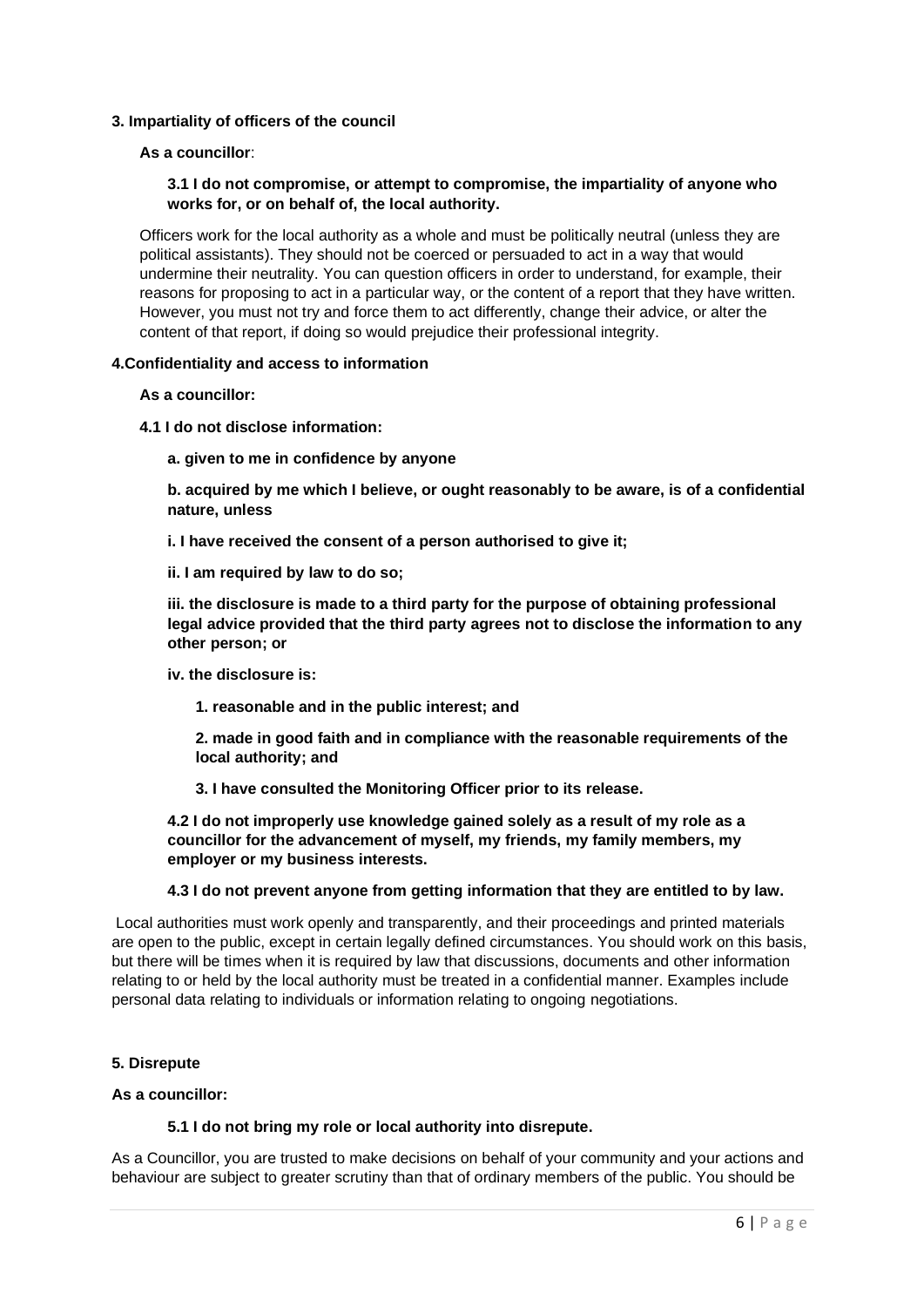### 3. Impartiality of officers of the council

**As a councillor**:

**3.1 I do not compromise, or attempt to compromise, the impartiality of anyone who works for, or on behalf of, the local authority.**

Officers work for the local authority as a whole and must be politically neutral (unless they are political assistants). They should not be coerced or persuaded to act in a way that would undermine their neutrality. You can question officers in order to understand, for example, their reasons for proposing to act in a particular way, or the content of a report that they have written. However, you must not try and force them to act differently, change their advice, or alter the content of that report, if doing so would prejudice their professional integrity.

### 4.Confidentiality and access to information

**As a councillor:**

**4.1 I do not disclose information:**

**a. given to me in confidence by anyone**

**b. acquired by me which I believe, or ought reasonably to be aware, is of a confidential nature, unless**

**i. I have received the consent of a person authorised to give it;**

**ii. I am required by law to do so;**

**iii. the disclosure is made to a third party for the purpose of obtaining professional legal advice provided that the third party agrees not to disclose the information to any other person; or**

**iv. the disclosure is:**

**1. reasonable and in the public interest; and**

**2. made in good faith and in compliance with the reasonable requirements of the local authority; and**

**3. I have consulted the Monitoring Officer prior to its release.**

**4.2 I do not improperly use knowledge gained solely as a result of my role as a councillor for the advancement of myself, my friends, my family members, my employer or my business interests.**

**4.3 I do not prevent anyone from getting information that they are entitled to by law.**

Local authorities must work openly and transparently, and their proceedings and printed materials are open to the public, except in certain legally defined circumstances. You should work on this basis, but there will be times when it is required by law that discussions, documents and other information relating to or held by the local authority must be treated in a confidential manner. Examples include personal data relating to individuals or information relating to ongoing negotiations.

### 5. Disrepute

**As a councillor:**

**5.1 I do not bring my role or local authority into disrepute.**

As a Councillor, you are trusted to make decisions on behalf of your community and your actions and behaviour are subject to greater scrutiny than that of ordinary members of the public. You should be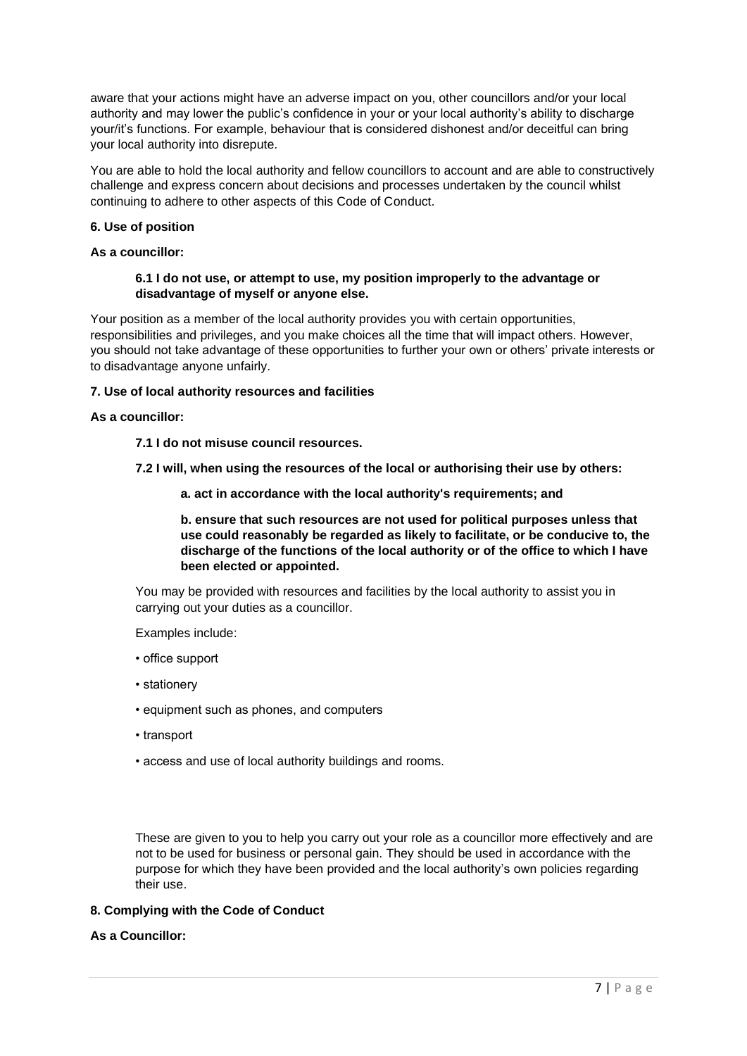aware that your actions might have an adverse impact on you, other councillors and/or your local authority and may lower the public's confidence in your or your local authority's ability to discharge your/it's functions. For example, behaviour that is considered dishonest and/or deceitful can bring your local authority into disrepute.

You are able to hold the local authority and fellow councillors to account and are able to constructively challenge and express concern about decisions and processes undertaken by the council whilst continuing to adhere to other aspects of this Code of Conduct.

### 6. Use of position

**As a councillor:**

> **6.1 I do not use, or attempt to use, my position improperly to the advantage or disadvantage of myself or anyone else.**

Your position as a member of the local authority provides you with certain opportunities, responsibilities and privileges, and you make choices all the time that will impact others. However, you should not take advantage of these opportunities to further your own or others' private interests or to disadvantage anyone unfairly.

### 7. Use of local authority resources and facilities

**As a councillor:**

> **7.1 I do not misuse council resources.**
>
> **7.2 I will, when using the resources of the local or authorising their use by others:**
>
> > **a. act in accordance with the local authority's requirements; and**
> >
> > **b. ensure that such resources are not used for political purposes unless that use could reasonably be regarded as likely to facilitate, or be conducive to, the discharge of the functions of the local authority or of the office to which I have been elected or appointed.**

You may be provided with resources and facilities by the local authority to assist you in carrying out your duties as a councillor.

Examples include:

- office support
- stationery
- equipment such as phones, and computers
- transport
- access and use of local authority buildings and rooms.

These are given to you to help you carry out your role as a councillor more effectively and are not to be used for business or personal gain. They should be used in accordance with the purpose for which they have been provided and the local authority's own policies regarding their use.

### 8. Complying with the Code of Conduct

**As a Councillor:**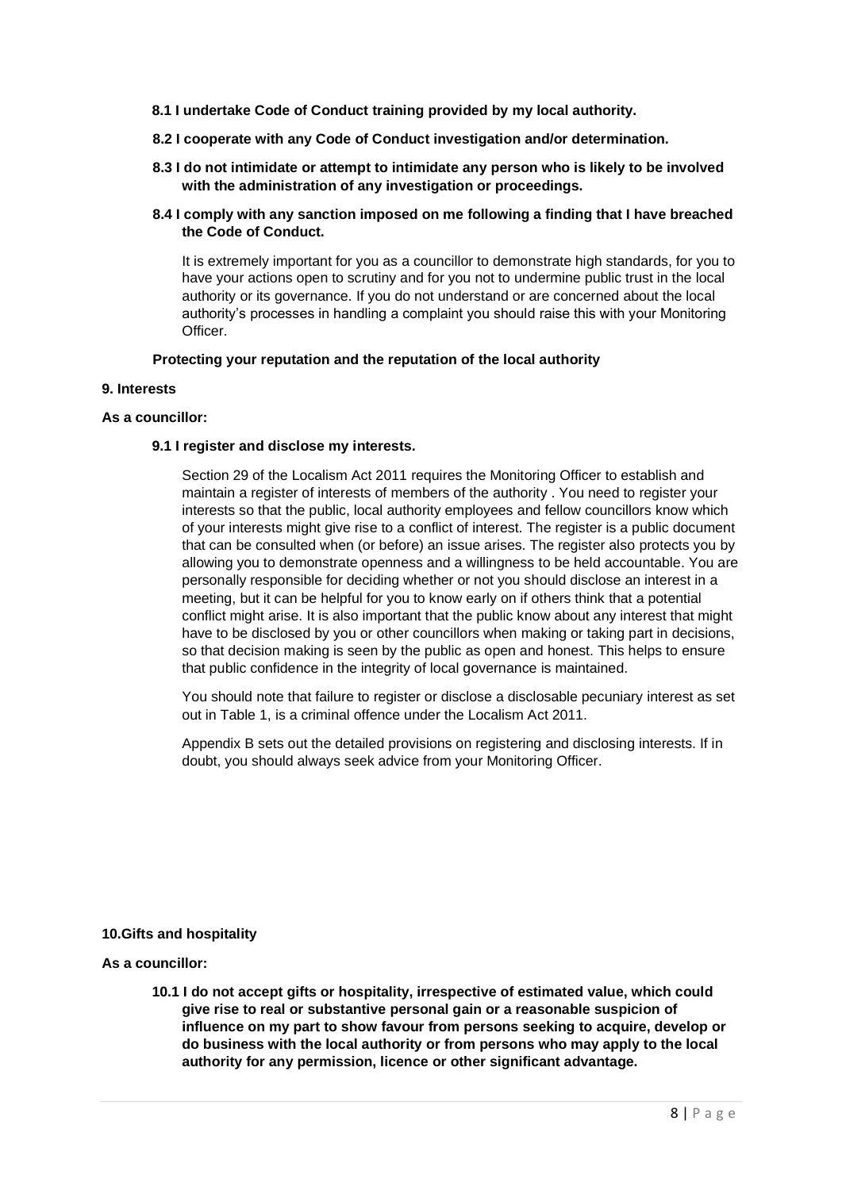**8.1 I undertake Code of Conduct training provided by my local authority.**

**8.2 I cooperate with any Code of Conduct investigation and/or determination.**

**8.3 I do not intimidate or attempt to intimidate any person who is likely to be involved with the administration of any investigation or proceedings.**

**8.4 I comply with any sanction imposed on me following a finding that I have breached the Code of Conduct.**

It is extremely important for you as a councillor to demonstrate high standards, for you to have your actions open to scrutiny and for you not to undermine public trust in the local authority or its governance. If you do not understand or are concerned about the local authority's processes in handling a complaint you should raise this with your Monitoring Officer.

**Protecting your reputation and the reputation of the local authority**

**9. Interests**

**As a councillor:**

**9.1 I register and disclose my interests.**

Section 29 of the Localism Act 2011 requires the Monitoring Officer to establish and maintain a register of interests of members of the authority . You need to register your interests so that the public, local authority employees and fellow councillors know which of your interests might give rise to a conflict of interest. The register is a public document that can be consulted when (or before) an issue arises. The register also protects you by allowing you to demonstrate openness and a willingness to be held accountable. You are personally responsible for deciding whether or not you should disclose an interest in a meeting, but it can be helpful for you to know early on if others think that a potential conflict might arise. It is also important that the public know about any interest that might have to be disclosed by you or other councillors when making or taking part in decisions, so that decision making is seen by the public as open and honest. This helps to ensure that public confidence in the integrity of local governance is maintained.

You should note that failure to register or disclose a disclosable pecuniary interest as set out in Table 1, is a criminal offence under the Localism Act 2011.

Appendix B sets out the detailed provisions on registering and disclosing interests. If in doubt, you should always seek advice from your Monitoring Officer.

**10.Gifts and hospitality**

**As a councillor:**

**10.1 I do not accept gifts or hospitality, irrespective of estimated value, which could give rise to real or substantive personal gain or a reasonable suspicion of influence on my part to show favour from persons seeking to acquire, develop or do business with the local authority or from persons who may apply to the local authority for any permission, licence or other significant advantage.**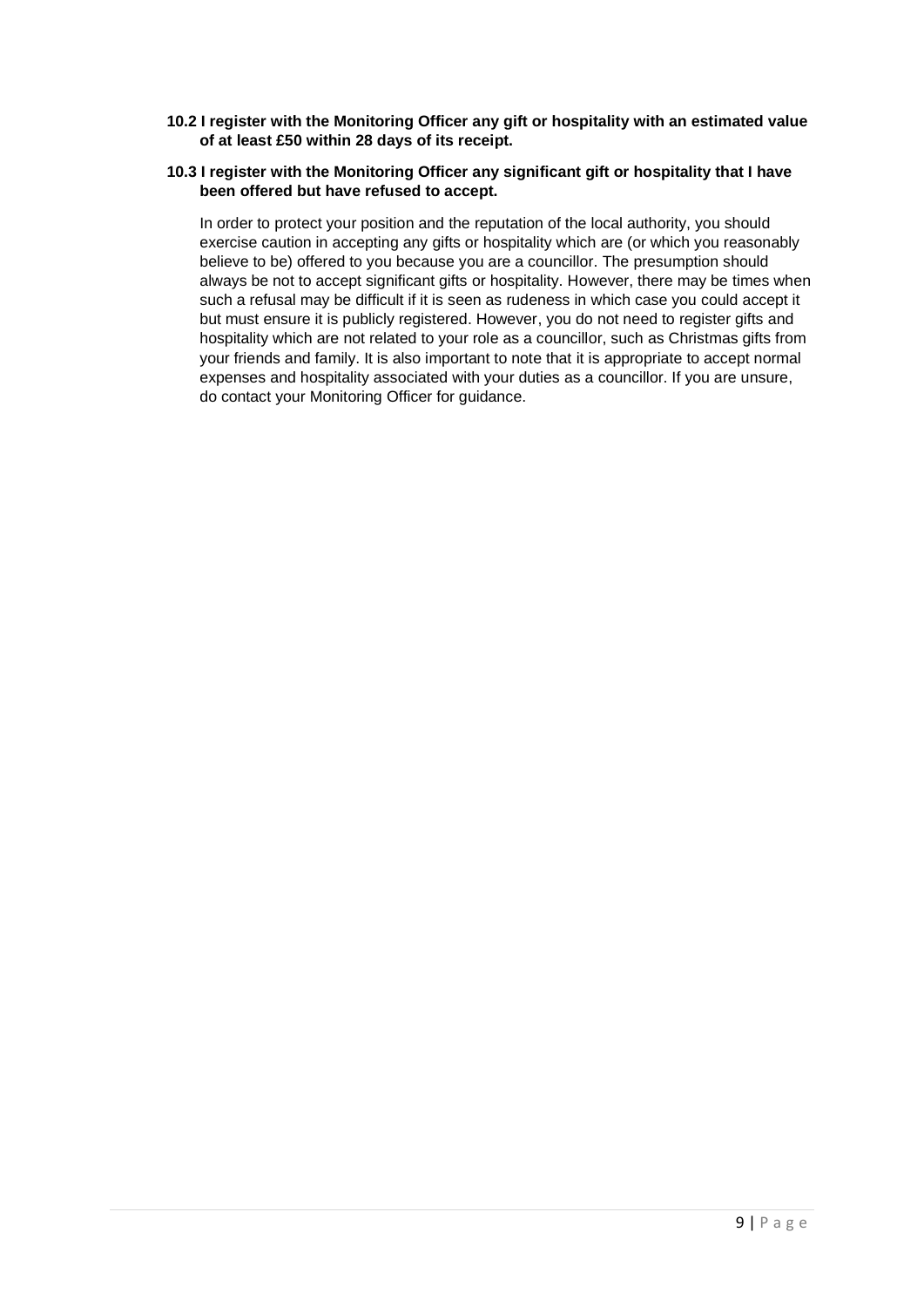**10.2 I register with the Monitoring Officer any gift or hospitality with an estimated value of at least £50 within 28 days of its receipt.**

**10.3 I register with the Monitoring Officer any significant gift or hospitality that I have been offered but have refused to accept.**

In order to protect your position and the reputation of the local authority, you should exercise caution in accepting any gifts or hospitality which are (or which you reasonably believe to be) offered to you because you are a councillor. The presumption should always be not to accept significant gifts or hospitality. However, there may be times when such a refusal may be difficult if it is seen as rudeness in which case you could accept it but must ensure it is publicly registered. However, you do not need to register gifts and hospitality which are not related to your role as a councillor, such as Christmas gifts from your friends and family. It is also important to note that it is appropriate to accept normal expenses and hospitality associated with your duties as a councillor. If you are unsure, do contact your Monitoring Officer for guidance.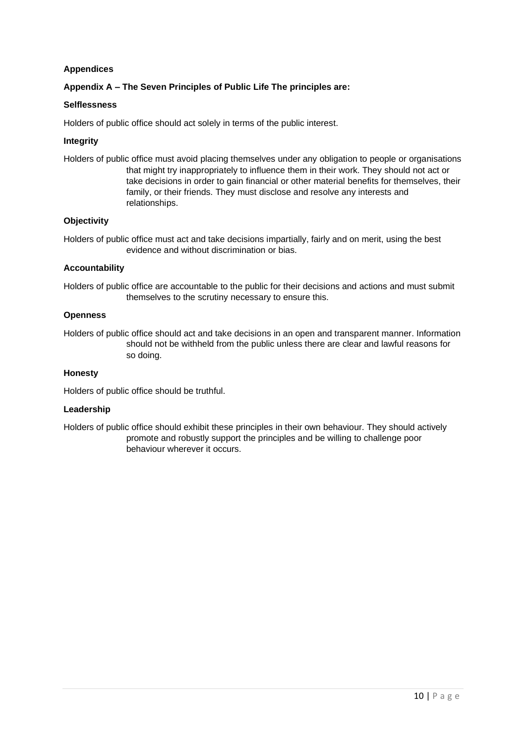## Appendices

### Appendix A – The Seven Principles of Public Life The principles are:

**Selflessness**

Holders of public office should act solely in terms of the public interest.

**Integrity**

Holders of public office must avoid placing themselves under any obligation to people or organisations that might try inappropriately to influence them in their work. They should not act or take decisions in order to gain financial or other material benefits for themselves, their family, or their friends. They must disclose and resolve any interests and relationships.

**Objectivity**

Holders of public office must act and take decisions impartially, fairly and on merit, using the best evidence and without discrimination or bias.

**Accountability**

Holders of public office are accountable to the public for their decisions and actions and must submit themselves to the scrutiny necessary to ensure this.

**Openness**

Holders of public office should act and take decisions in an open and transparent manner. Information should not be withheld from the public unless there are clear and lawful reasons for so doing.

**Honesty**

Holders of public office should be truthful.

**Leadership**

Holders of public office should exhibit these principles in their own behaviour. They should actively promote and robustly support the principles and be willing to challenge poor behaviour wherever it occurs.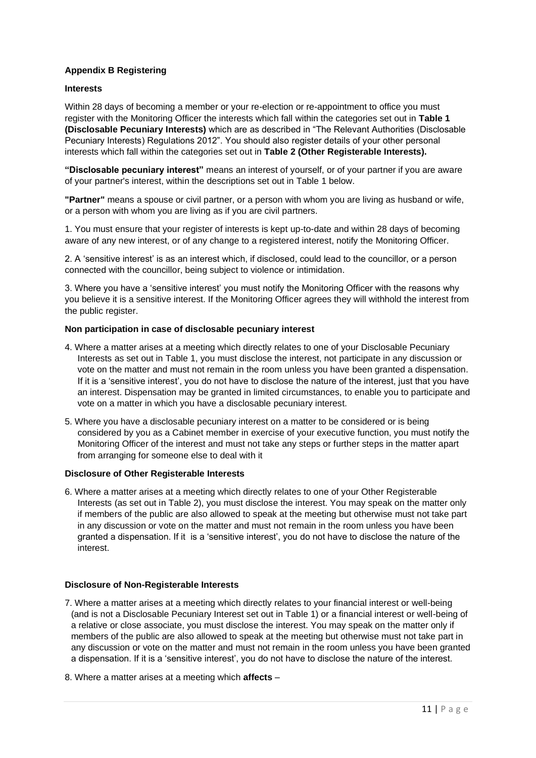**Appendix B Registering**

**Interests**

Within 28 days of becoming a member or your re-election or re-appointment to office you must register with the Monitoring Officer the interests which fall within the categories set out in **Table 1 (Disclosable Pecuniary Interests)** which are as described in "The Relevant Authorities (Disclosable Pecuniary Interests) Regulations 2012". You should also register details of your other personal interests which fall within the categories set out in **Table 2 (Other Registerable Interests).**

**"Disclosable pecuniary interest"** means an interest of yourself, or of your partner if you are aware of your partner's interest, within the descriptions set out in Table 1 below.

**"Partner"** means a spouse or civil partner, or a person with whom you are living as husband or wife, or a person with whom you are living as if you are civil partners.

1. You must ensure that your register of interests is kept up-to-date and within 28 days of becoming aware of any new interest, or of any change to a registered interest, notify the Monitoring Officer.

2. A 'sensitive interest' is as an interest which, if disclosed, could lead to the councillor, or a person connected with the councillor, being subject to violence or intimidation.

3. Where you have a 'sensitive interest' you must notify the Monitoring Officer with the reasons why you believe it is a sensitive interest. If the Monitoring Officer agrees they will withhold the interest from the public register.

**Non participation in case of disclosable pecuniary interest**

4. Where a matter arises at a meeting which directly relates to one of your Disclosable Pecuniary Interests as set out in Table 1, you must disclose the interest, not participate in any discussion or vote on the matter and must not remain in the room unless you have been granted a dispensation. If it is a 'sensitive interest', you do not have to disclose the nature of the interest, just that you have an interest. Dispensation may be granted in limited circumstances, to enable you to participate and vote on a matter in which you have a disclosable pecuniary interest.

5. Where you have a disclosable pecuniary interest on a matter to be considered or is being considered by you as a Cabinet member in exercise of your executive function, you must notify the Monitoring Officer of the interest and must not take any steps or further steps in the matter apart from arranging for someone else to deal with it

**Disclosure of Other Registerable Interests**

6. Where a matter arises at a meeting which directly relates to one of your Other Registerable Interests (as set out in Table 2), you must disclose the interest. You may speak on the matter only if members of the public are also allowed to speak at the meeting but otherwise must not take part in any discussion or vote on the matter and must not remain in the room unless you have been granted a dispensation. If it is a 'sensitive interest', you do not have to disclose the nature of the interest.

**Disclosure of Non-Registerable Interests**

7. Where a matter arises at a meeting which directly relates to your financial interest or well-being (and is not a Disclosable Pecuniary Interest set out in Table 1) or a financial interest or well-being of a relative or close associate, you must disclose the interest. You may speak on the matter only if members of the public are also allowed to speak at the meeting but otherwise must not take part in any discussion or vote on the matter and must not remain in the room unless you have been granted a dispensation. If it is a 'sensitive interest', you do not have to disclose the nature of the interest.

8. Where a matter arises at a meeting which **affects** –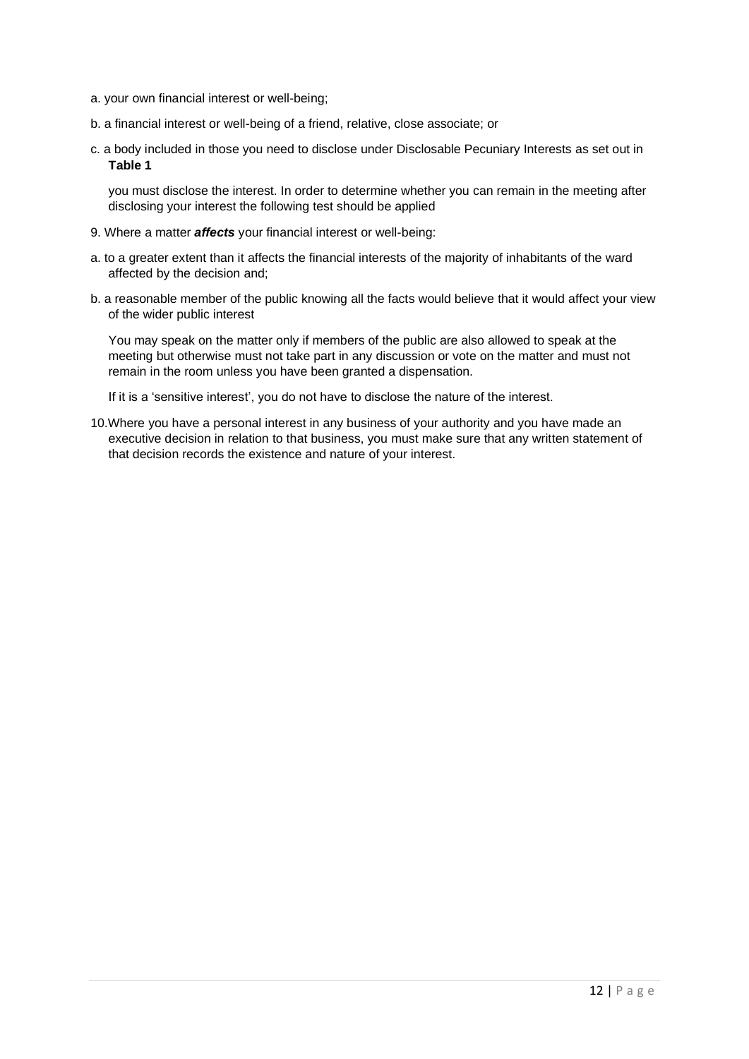a. your own financial interest or well-being;

b. a financial interest or well-being of a friend, relative, close associate; or

c. a body included in those you need to disclose under Disclosable Pecuniary Interests as set out in **Table 1**

you must disclose the interest. In order to determine whether you can remain in the meeting after disclosing your interest the following test should be applied

9. Where a matter ***affects*** your financial interest or well-being:

a. to a greater extent than it affects the financial interests of the majority of inhabitants of the ward affected by the decision and;

b. a reasonable member of the public knowing all the facts would believe that it would affect your view of the wider public interest

You may speak on the matter only if members of the public are also allowed to speak at the meeting but otherwise must not take part in any discussion or vote on the matter and must not remain in the room unless you have been granted a dispensation.

If it is a 'sensitive interest', you do not have to disclose the nature of the interest.

10. Where you have a personal interest in any business of your authority and you have made an executive decision in relation to that business, you must make sure that any written statement of that decision records the existence and nature of your interest.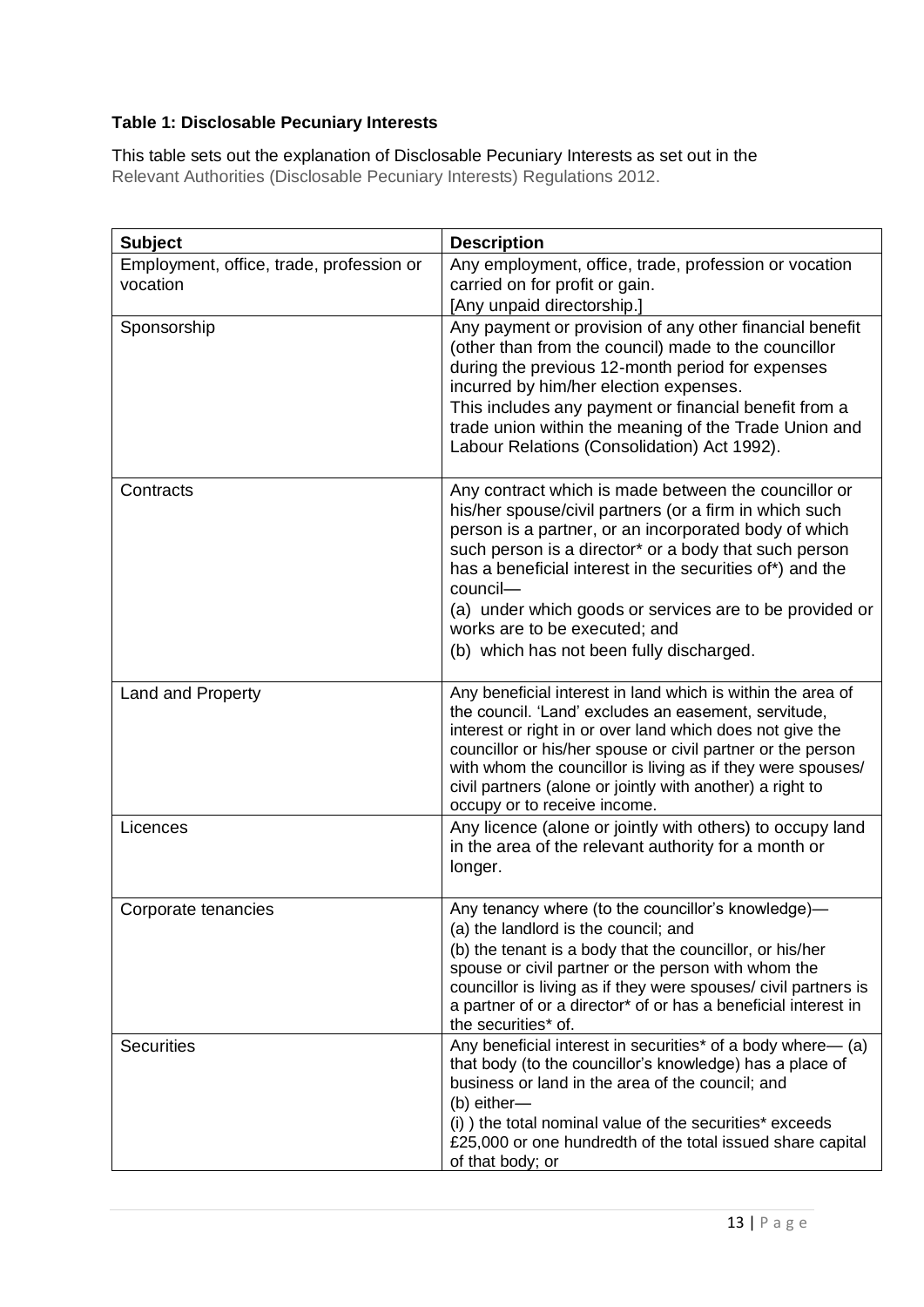**Table 1: Disclosable Pecuniary Interests**

This table sets out the explanation of Disclosable Pecuniary Interests as set out in the Relevant Authorities (Disclosable Pecuniary Interests) Regulations 2012.

| Subject | Description |
|---|---|
| Employment, office, trade, profession or vocation | Any employment, office, trade, profession or vocation carried on for profit or gain.<br>[Any unpaid directorship.] |
| Sponsorship | Any payment or provision of any other financial benefit (other than from the council) made to the councillor during the previous 12-month period for expenses incurred by him/her election expenses.<br>This includes any payment or financial benefit from a trade union within the meaning of the Trade Union and Labour Relations (Consolidation) Act 1992). |
| Contracts | Any contract which is made between the councillor or his/her spouse/civil partners (or a firm in which such person is a partner, or an incorporated body of which such person is a director* or a body that such person has a beneficial interest in the securities of*) and the council—<br>(a) under which goods or services are to be provided or works are to be executed; and<br>(b) which has not been fully discharged. |
| Land and Property | Any beneficial interest in land which is within the area of the council. 'Land' excludes an easement, servitude, interest or right in or over land which does not give the councillor or his/her spouse or civil partner or the person with whom the councillor is living as if they were spouses/ civil partners (alone or jointly with another) a right to occupy or to receive income. |
| Licences | Any licence (alone or jointly with others) to occupy land in the area of the relevant authority for a month or longer. |
| Corporate tenancies | Any tenancy where (to the councillor's knowledge)—<br>(a) the landlord is the council; and<br>(b) the tenant is a body that the councillor, or his/her spouse or civil partner or the person with whom the councillor is living as if they were spouses/ civil partners is a partner of or a director* of or has a beneficial interest in the securities* of. |
| Securities | Any beneficial interest in securities* of a body where— (a) that body (to the councillor's knowledge) has a place of business or land in the area of the council; and<br>(b) either—<br>(i) ) the total nominal value of the securities* exceeds £25,000 or one hundredth of the total issued share capital of that body; or |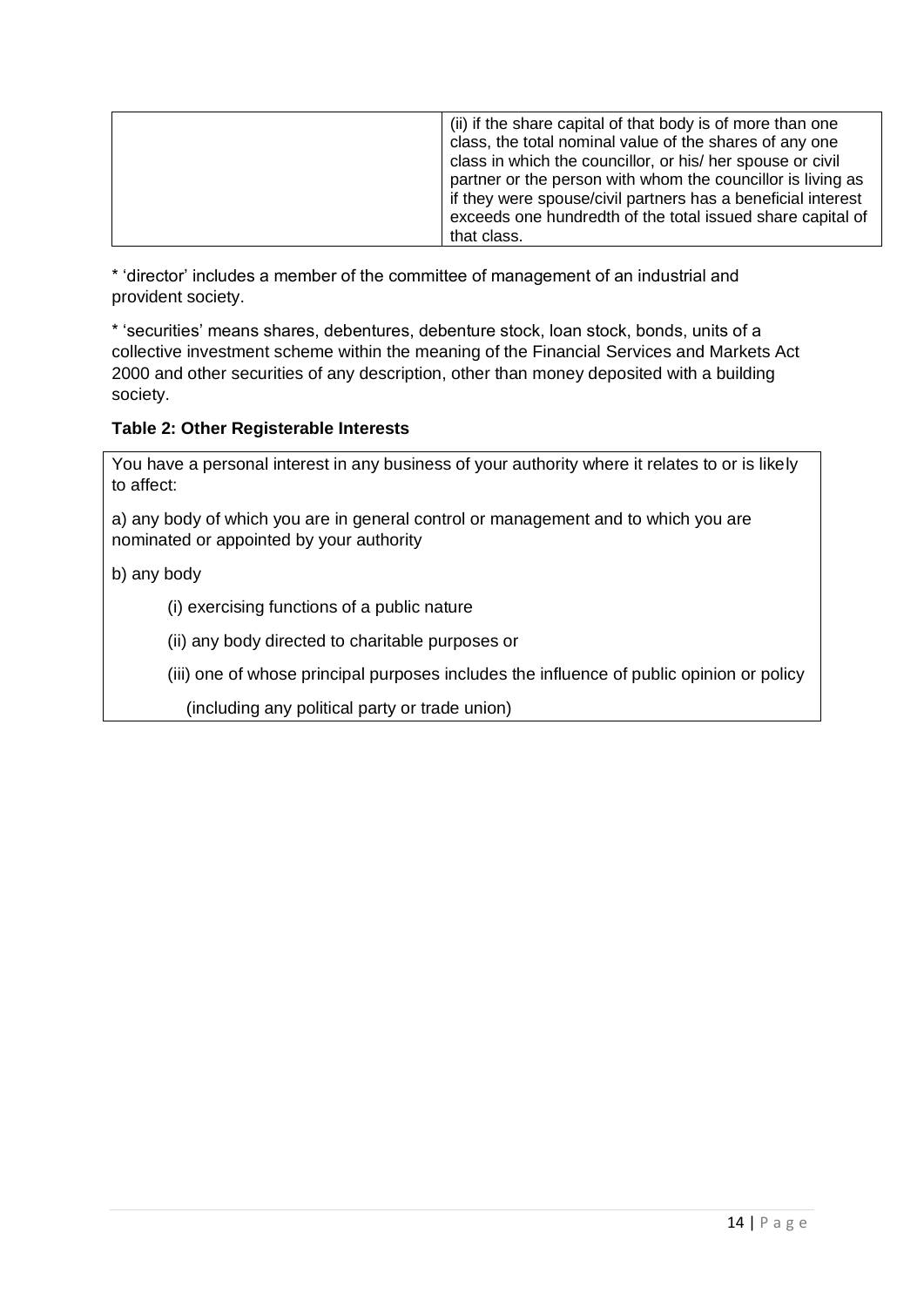| | |
|---|---|
| | (ii) if the share capital of that body is of more than one class, the total nominal value of the shares of any one class in which the councillor, or his/ her spouse or civil partner or the person with whom the councillor is living as if they were spouse/civil partners has a beneficial interest exceeds one hundredth of the total issued share capital of that class. |

* 'director' includes a member of the committee of management of an industrial and provident society.

* 'securities' means shares, debentures, debenture stock, loan stock, bonds, units of a collective investment scheme within the meaning of the Financial Services and Markets Act 2000 and other securities of any description, other than money deposited with a building society.

**Table 2: Other Registerable Interests**

| You have a personal interest in any business of your authority where it relates to or is likely to affect: |
|---|
| a) any body of which you are in general control or management and to which you are nominated or appointed by your authority |
| b) any body |
| (i) exercising functions of a public nature |
| (ii) any body directed to charitable purposes or |
| (iii) one of whose principal purposes includes the influence of public opinion or policy (including any political party or trade union) |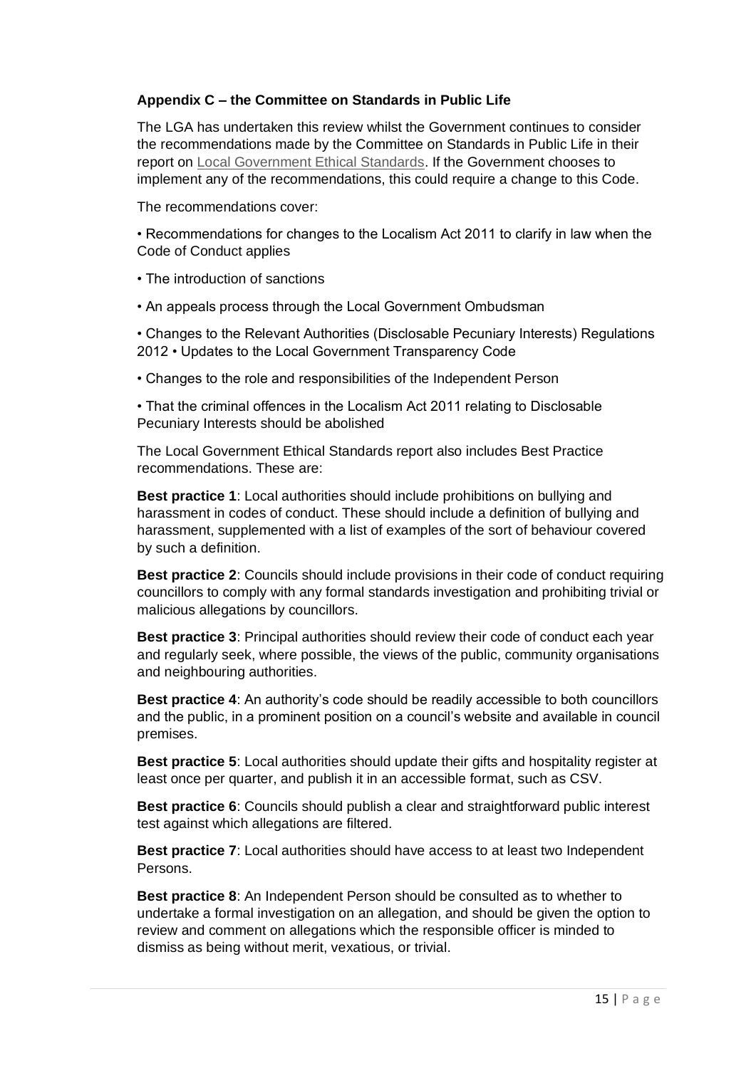### Appendix C – the Committee on Standards in Public Life

The LGA has undertaken this review whilst the Government continues to consider the recommendations made by the Committee on Standards in Public Life in their report on Local Government Ethical Standards. If the Government chooses to implement any of the recommendations, this could require a change to this Code.

The recommendations cover:

- Recommendations for changes to the Localism Act 2011 to clarify in law when the Code of Conduct applies
- The introduction of sanctions
- An appeals process through the Local Government Ombudsman
- Changes to the Relevant Authorities (Disclosable Pecuniary Interests) Regulations 2012 • Updates to the Local Government Transparency Code
- Changes to the role and responsibilities of the Independent Person
- That the criminal offences in the Localism Act 2011 relating to Disclosable Pecuniary Interests should be abolished

The Local Government Ethical Standards report also includes Best Practice recommendations. These are:

**Best practice 1**: Local authorities should include prohibitions on bullying and harassment in codes of conduct. These should include a definition of bullying and harassment, supplemented with a list of examples of the sort of behaviour covered by such a definition.

**Best practice 2**: Councils should include provisions in their code of conduct requiring councillors to comply with any formal standards investigation and prohibiting trivial or malicious allegations by councillors.

**Best practice 3**: Principal authorities should review their code of conduct each year and regularly seek, where possible, the views of the public, community organisations and neighbouring authorities.

**Best practice 4**: An authority's code should be readily accessible to both councillors and the public, in a prominent position on a council's website and available in council premises.

**Best practice 5**: Local authorities should update their gifts and hospitality register at least once per quarter, and publish it in an accessible format, such as CSV.

**Best practice 6**: Councils should publish a clear and straightforward public interest test against which allegations are filtered.

**Best practice 7**: Local authorities should have access to at least two Independent Persons.

**Best practice 8**: An Independent Person should be consulted as to whether to undertake a formal investigation on an allegation, and should be given the option to review and comment on allegations which the responsible officer is minded to dismiss as being without merit, vexatious, or trivial.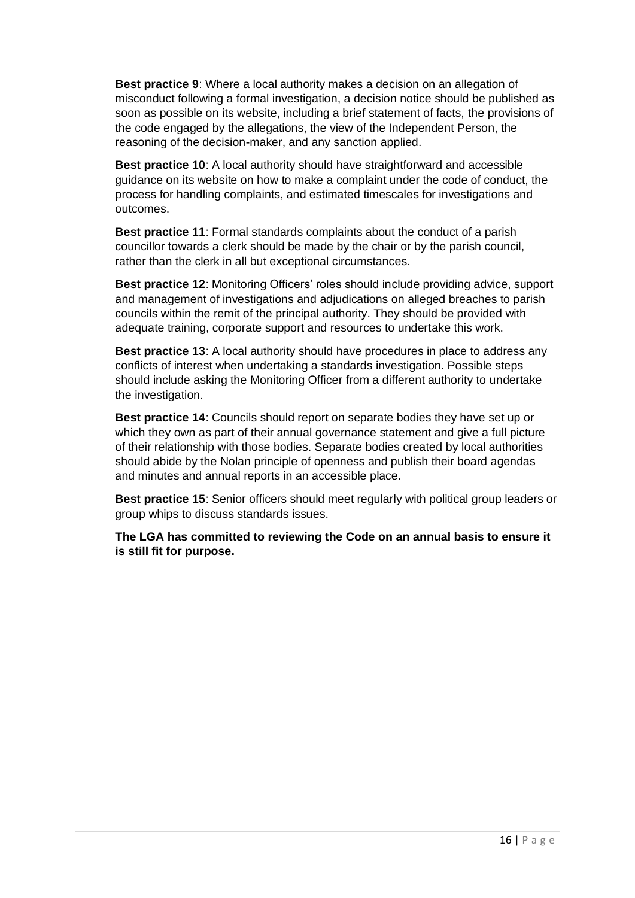**Best practice 9**: Where a local authority makes a decision on an allegation of misconduct following a formal investigation, a decision notice should be published as soon as possible on its website, including a brief statement of facts, the provisions of the code engaged by the allegations, the view of the Independent Person, the reasoning of the decision-maker, and any sanction applied.

**Best practice 10**: A local authority should have straightforward and accessible guidance on its website on how to make a complaint under the code of conduct, the process for handling complaints, and estimated timescales for investigations and outcomes.

**Best practice 11**: Formal standards complaints about the conduct of a parish councillor towards a clerk should be made by the chair or by the parish council, rather than the clerk in all but exceptional circumstances.

**Best practice 12**: Monitoring Officers' roles should include providing advice, support and management of investigations and adjudications on alleged breaches to parish councils within the remit of the principal authority. They should be provided with adequate training, corporate support and resources to undertake this work.

**Best practice 13**: A local authority should have procedures in place to address any conflicts of interest when undertaking a standards investigation. Possible steps should include asking the Monitoring Officer from a different authority to undertake the investigation.

**Best practice 14**: Councils should report on separate bodies they have set up or which they own as part of their annual governance statement and give a full picture of their relationship with those bodies. Separate bodies created by local authorities should abide by the Nolan principle of openness and publish their board agendas and minutes and annual reports in an accessible place.

**Best practice 15**: Senior officers should meet regularly with political group leaders or group whips to discuss standards issues.

**The LGA has committed to reviewing the Code on an annual basis to ensure it is still fit for purpose.**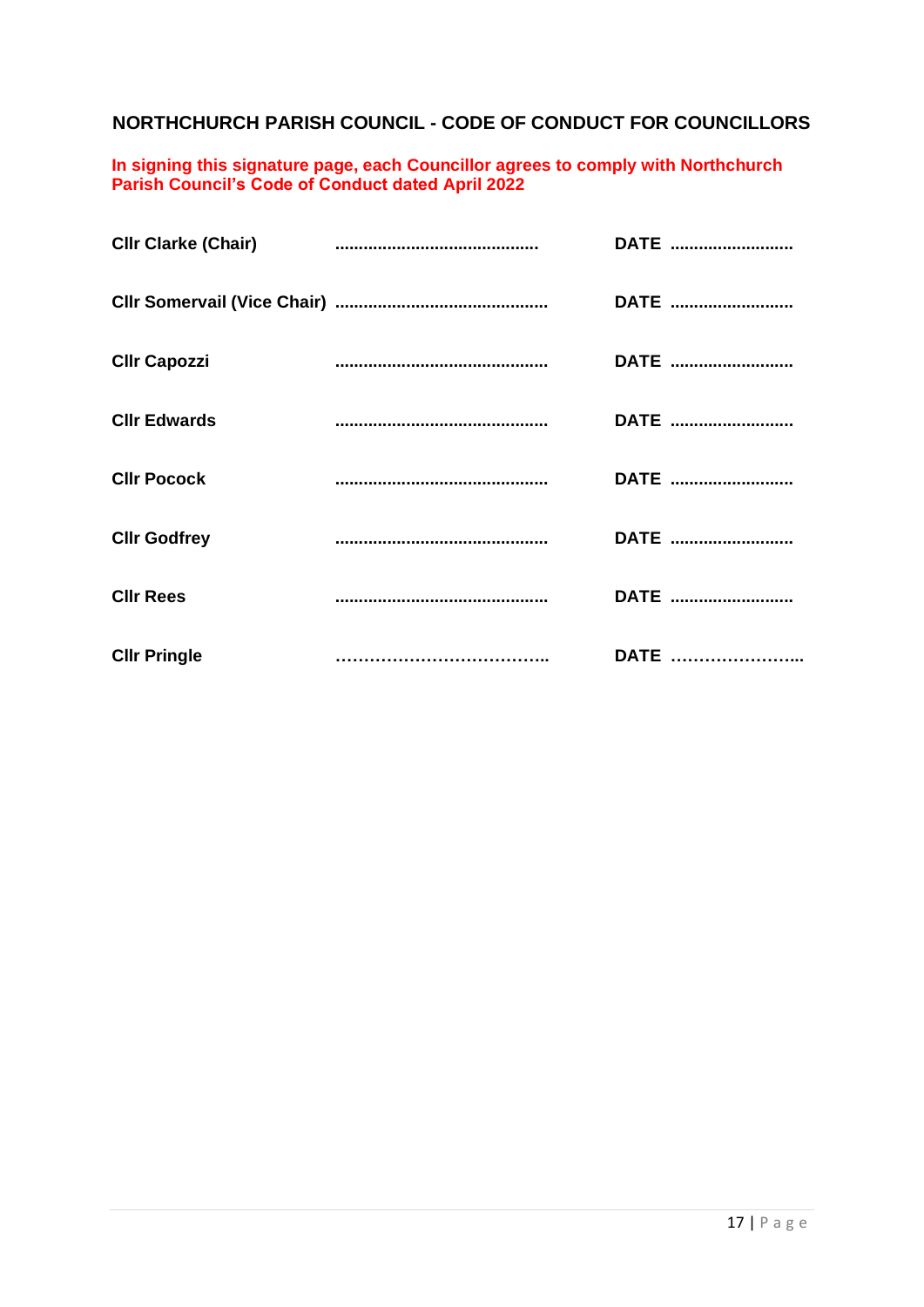## NORTHCHURCH PARISH COUNCIL - CODE OF CONDUCT FOR COUNCILLORS

**In signing this signature page, each Councillor agrees to comply with Northchurch Parish Council's Code of Conduct dated April 2022**

**Cllr Clarke (Chair)** ........................................... **DATE** ..........................

**Cllr Somervail (Vice Chair)** ............................................ **DATE** ..........................

**Cllr Capozzi** ............................................ **DATE** ..........................

**Cllr Edwards** ............................................ **DATE** ..........................

**Cllr Pocock** ............................................ **DATE** ..........................

**Cllr Godfrey** ............................................ **DATE** ..........................

**Cllr Rees** ............................................ **DATE** ..........................

**Cllr Pringle** ……………………………….. **DATE** …………………...